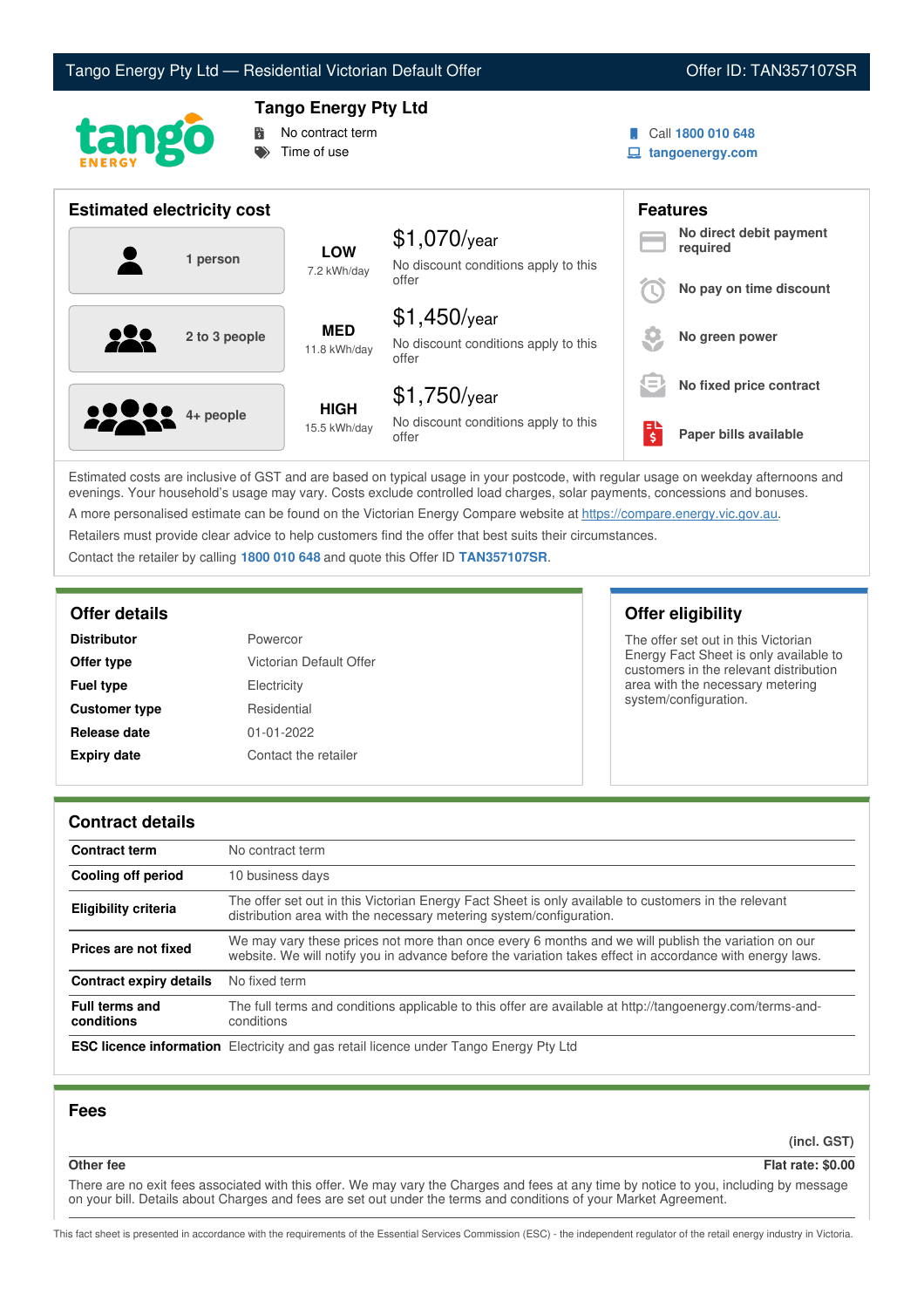# Tango Energy Pty Ltd — Residential Victorian Default Offer

Offer ID: TAN357107SR

## Tango Energy Pty Ltd

- No contract term
- Time of use

Call **1800 010 648**
**tangoenergy.com**

## Estimated electricity cost

| Household | Usage | Cost |
|---|---|---|
| 1 person | **LOW** 7.2 kWh/day | $1,070/year — No discount conditions apply to this offer |
| 2 to 3 people | **MED** 11.8 kWh/day | $1,450/year — No discount conditions apply to this offer |
| 4+ people | **HIGH** 15.5 kWh/day | $1,750/year — No discount conditions apply to this offer |

## Features

- **No direct debit payment required**
- **No pay on time discount**
- **No green power**
- **No fixed price contract**
- **Paper bills available**

Estimated costs are inclusive of GST and are based on typical usage in your postcode, with regular usage on weekday afternoons and evenings. Your household's usage may vary. Costs exclude controlled load charges, solar payments, concessions and bonuses.

A more personalised estimate can be found on the Victorian Energy Compare website at https://compare.energy.vic.gov.au.

Retailers must provide clear advice to help customers find the offer that best suits their circumstances.

Contact the retailer by calling **1800 010 648** and quote this Offer ID **TAN357107SR**.

## Offer details

| | |
|---|---|
| **Distributor** | Powercor |
| **Offer type** | Victorian Default Offer |
| **Fuel type** | Electricity |
| **Customer type** | Residential |
| **Release date** | 01-01-2022 |
| **Expiry date** | Contact the retailer |

## Offer eligibility

The offer set out in this Victorian Energy Fact Sheet is only available to customers in the relevant distribution area with the necessary metering system/configuration.

## Contract details

| | |
|---|---|
| **Contract term** | No contract term |
| **Cooling off period** | 10 business days |
| **Eligibility criteria** | The offer set out in this Victorian Energy Fact Sheet is only available to customers in the relevant distribution area with the necessary metering system/configuration. |
| **Prices are not fixed** | We may vary these prices not more than once every 6 months and we will publish the variation on our website. We will notify you in advance before the variation takes effect in accordance with energy laws. |
| **Contract expiry details** | No fixed term |
| **Full terms and conditions** | The full terms and conditions applicable to this offer are available at http://tangoenergy.com/terms-and-conditions |
| **ESC licence information** | Electricity and gas retail licence under Tango Energy Pty Ltd |

## Fees

| | (incl. GST) |
|---|---|
| **Other fee** | **Flat rate: $0.00** |

There are no exit fees associated with this offer. We may vary the Charges and fees at any time by notice to you, including by message on your bill. Details about Charges and fees are set out under the terms and conditions of your Market Agreement.

This fact sheet is presented in accordance with the requirements of the Essential Services Commission (ESC) - the independent regulator of the retail energy industry in Victoria.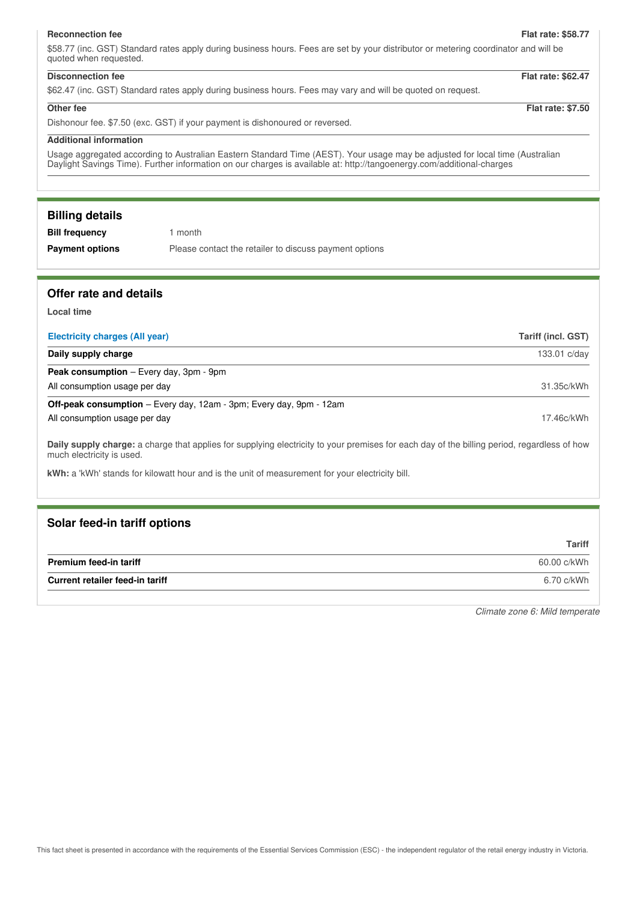**Reconnection fee** — **Flat rate: $58.77**

$58.77 (inc. GST) Standard rates apply during business hours. Fees are set by your distributor or metering coordinator and will be quoted when requested.

**Disconnection fee** — **Flat rate: $62.47**

$62.47 (inc. GST) Standard rates apply during business hours. Fees may vary and will be quoted on request.

**Other fee** — **Flat rate: $7.50**

Dishonour fee. $7.50 (exc. GST) if your payment is dishonoured or reversed.

**Additional information**

Usage aggregated according to Australian Eastern Standard Time (AEST). Your usage may be adjusted for local time (Australian Daylight Savings Time). Further information on our charges is available at: http://tangoenergy.com/additional-charges

## Billing details

| | |
|---|---|
| **Bill frequency** | 1 month |
| **Payment options** | Please contact the retailer to discuss payment options |

## Offer rate and details

**Local time**

| Electricity charges (All year) | Tariff (incl. GST) |
|---|---|
| **Daily supply charge** | 133.01 c/day |
| **Peak consumption** – Every day, 3pm - 9pm | |
| All consumption usage per day | 31.35c/kWh |
| **Off-peak consumption** – Every day, 12am - 3pm; Every day, 9pm - 12am | |
| All consumption usage per day | 17.46c/kWh |

**Daily supply charge:** a charge that applies for supplying electricity to your premises for each day of the billing period, regardless of how much electricity is used.

**kWh:** a 'kWh' stands for kilowatt hour and is the unit of measurement for your electricity bill.

## Solar feed-in tariff options

| | Tariff |
|---|---|
| **Premium feed-in tariff** | 60.00 c/kWh |
| **Current retailer feed-in tariff** | 6.70 c/kWh |

*Climate zone 6: Mild temperate*

This fact sheet is presented in accordance with the requirements of the Essential Services Commission (ESC) - the independent regulator of the retail energy industry in Victoria.